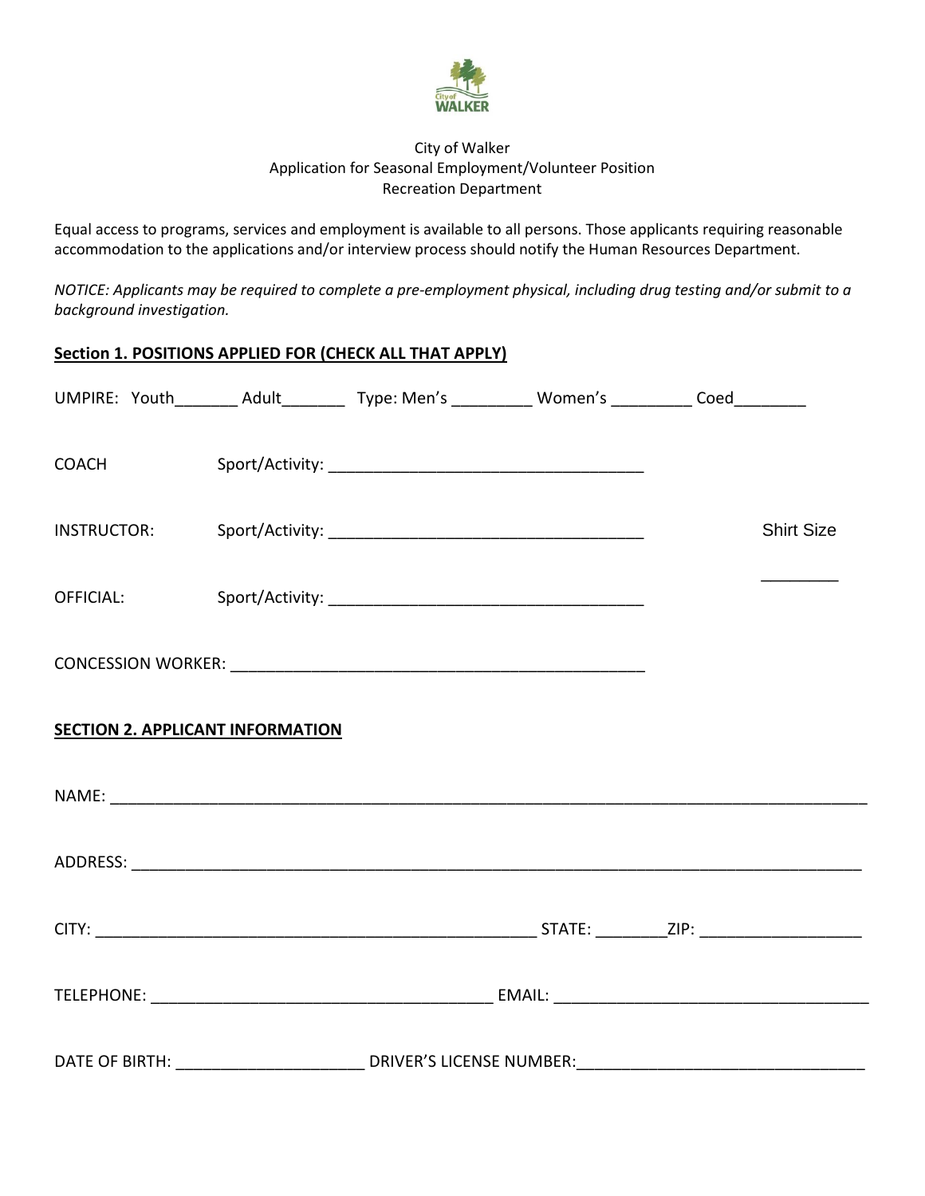City of Walker
Application for Seasonal Employment/Volunteer Position
Recreation Department

Equal access to programs, services and employment is available to all persons. Those applicants requiring reasonable accommodation to the applications and/or interview process should notify the Human Resources Department.

*NOTICE: Applicants may be required to complete a pre-employment physical, including drug testing and/or submit to a background investigation.*

## Section 1. POSITIONS APPLIED FOR (CHECK ALL THAT APPLY)

UMPIRE: Youth_______ Adult_______ Type: Men's _________ Women's _________ Coed________

COACH Sport/Activity: ___________________________________

INSTRUCTOR: Sport/Activity: ___________________________________

OFFICIAL: Sport/Activity: ___________________________________

CONCESSION WORKER: ___________________________________________

Shirt Size ________

## SECTION 2. APPLICANT INFORMATION

NAME: ___________________________________________________________________________________

ADDRESS: ________________________________________________________________________________

CITY: _________________________________________________ STATE: ________ZIP: __________________

TELEPHONE: ______________________________________ EMAIL: ___________________________________

DATE OF BIRTH: _____________________ DRIVER'S LICENSE NUMBER:________________________________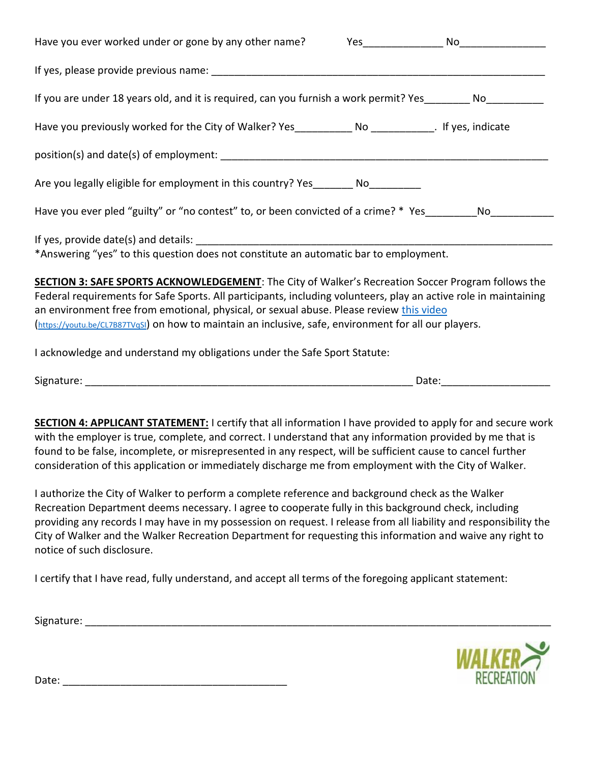Have you ever worked under or gone by any other name? Yes______________ No_______________

If yes, please provide previous name: ___________________________________________________________

If you are under 18 years old, and it is required, can you furnish a work permit? Yes________ No__________

Have you previously worked for the City of Walker? Yes__________ No ___________. If yes, indicate

position(s) and date(s) of employment: _________________________________________________________

Are you legally eligible for employment in this country? Yes_______ No_________

Have you ever pled "guilty" or "no contest" to, or been convicted of a crime? * Yes_________No___________

If yes, provide date(s) and details: ______________________________________________________________
*Answering "yes" to this question does not constitute an automatic bar to employment.

**SECTION 3: SAFE SPORTS ACKNOWLEDGEMENT**: The City of Walker's Recreation Soccer Program follows the Federal requirements for Safe Sports. All participants, including volunteers, play an active role in maintaining an environment free from emotional, physical, or sexual abuse. Please review [this video](https://youtu.be/CL7B87TVqSI) (https://youtu.be/CL7B87TVqSI) on how to maintain an inclusive, safe, environment for all our players.

I acknowledge and understand my obligations under the Safe Sport Statute:

Signature: ___________________________________________________________ Date:___________________

**SECTION 4: APPLICANT STATEMENT:** I certify that all information I have provided to apply for and secure work with the employer is true, complete, and correct. I understand that any information provided by me that is found to be false, incomplete, or misrepresented in any respect, will be sufficient cause to cancel further consideration of this application or immediately discharge me from employment with the City of Walker.

I authorize the City of Walker to perform a complete reference and background check as the Walker Recreation Department deems necessary. I agree to cooperate fully in this background check, including providing any records I may have in my possession on request. I release from all liability and responsibility the City of Walker and the Walker Recreation Department for requesting this information and waive any right to notice of such disclosure.

I certify that I have read, fully understand, and accept all terms of the foregoing applicant statement:

Signature: _____________________________________________________________________________

Date: _______________________________________

WALKER RECREATION